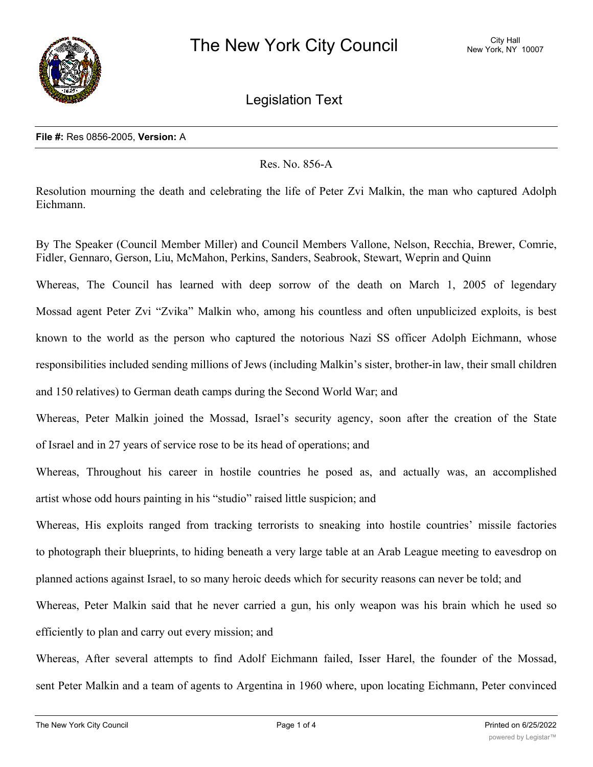# The New York City Council

City Hall
New York, NY 10007

## Legislation Text

**File #:** Res 0856-2005, **Version:** A

Res. No. 856-A

Resolution mourning the death and celebrating the life of Peter Zvi Malkin, the man who captured Adolph Eichmann.

By The Speaker (Council Member Miller) and Council Members Vallone, Nelson, Recchia, Brewer, Comrie, Fidler, Gennaro, Gerson, Liu, McMahon, Perkins, Sanders, Seabrook, Stewart, Weprin and Quinn

Whereas, The Council has learned with deep sorrow of the death on March 1, 2005 of legendary Mossad agent Peter Zvi "Zvika" Malkin who, among his countless and often unpublicized exploits, is best known to the world as the person who captured the notorious Nazi SS officer Adolph Eichmann, whose responsibilities included sending millions of Jews (including Malkin's sister, brother-in law, their small children and 150 relatives) to German death camps during the Second World War; and

Whereas, Peter Malkin joined the Mossad, Israel's security agency, soon after the creation of the State of Israel and in 27 years of service rose to be its head of operations; and

Whereas, Throughout his career in hostile countries he posed as, and actually was, an accomplished artist whose odd hours painting in his "studio" raised little suspicion; and

Whereas, His exploits ranged from tracking terrorists to sneaking into hostile countries' missile factories to photograph their blueprints, to hiding beneath a very large table at an Arab League meeting to eavesdrop on planned actions against Israel, to so many heroic deeds which for security reasons can never be told; and

Whereas, Peter Malkin said that he never carried a gun, his only weapon was his brain which he used so efficiently to plan and carry out every mission; and

Whereas, After several attempts to find Adolf Eichmann failed, Isser Harel, the founder of the Mossad, sent Peter Malkin and a team of agents to Argentina in 1960 where, upon locating Eichmann, Peter convinced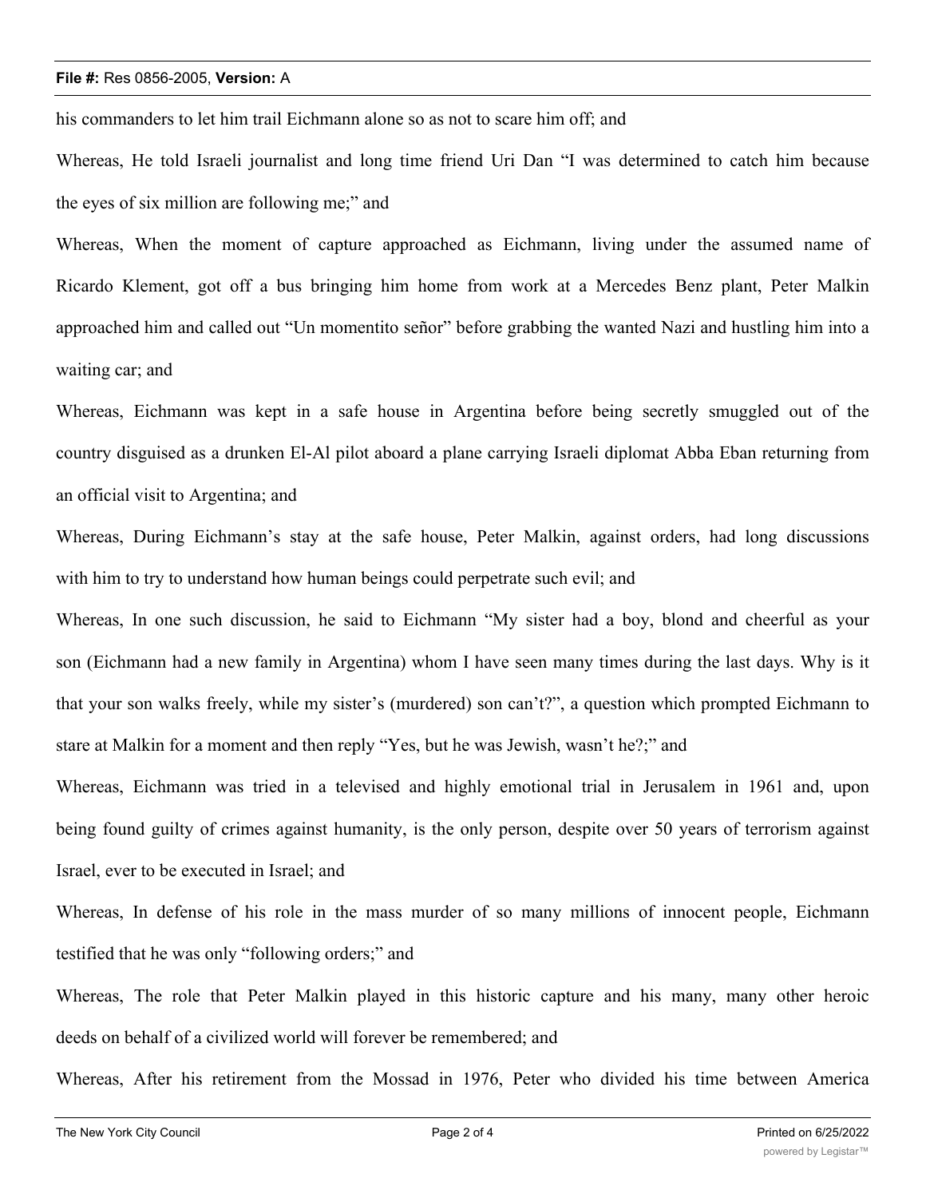his commanders to let him trail Eichmann alone so as not to scare him off; and

Whereas, He told Israeli journalist and long time friend Uri Dan "I was determined to catch him because the eyes of six million are following me;" and

Whereas, When the moment of capture approached as Eichmann, living under the assumed name of Ricardo Klement, got off a bus bringing him home from work at a Mercedes Benz plant, Peter Malkin approached him and called out "Un momentito señor" before grabbing the wanted Nazi and hustling him into a waiting car; and

Whereas, Eichmann was kept in a safe house in Argentina before being secretly smuggled out of the country disguised as a drunken El-Al pilot aboard a plane carrying Israeli diplomat Abba Eban returning from an official visit to Argentina; and

Whereas, During Eichmann's stay at the safe house, Peter Malkin, against orders, had long discussions with him to try to understand how human beings could perpetrate such evil; and

Whereas, In one such discussion, he said to Eichmann "My sister had a boy, blond and cheerful as your son (Eichmann had a new family in Argentina) whom I have seen many times during the last days. Why is it that your son walks freely, while my sister's (murdered) son can't?", a question which prompted Eichmann to stare at Malkin for a moment and then reply "Yes, but he was Jewish, wasn't he?;" and

Whereas, Eichmann was tried in a televised and highly emotional trial in Jerusalem in 1961 and, upon being found guilty of crimes against humanity, is the only person, despite over 50 years of terrorism against Israel, ever to be executed in Israel; and

Whereas, In defense of his role in the mass murder of so many millions of innocent people, Eichmann testified that he was only "following orders;" and

Whereas, The role that Peter Malkin played in this historic capture and his many, many other heroic deeds on behalf of a civilized world will forever be remembered; and

Whereas, After his retirement from the Mossad in 1976, Peter who divided his time between America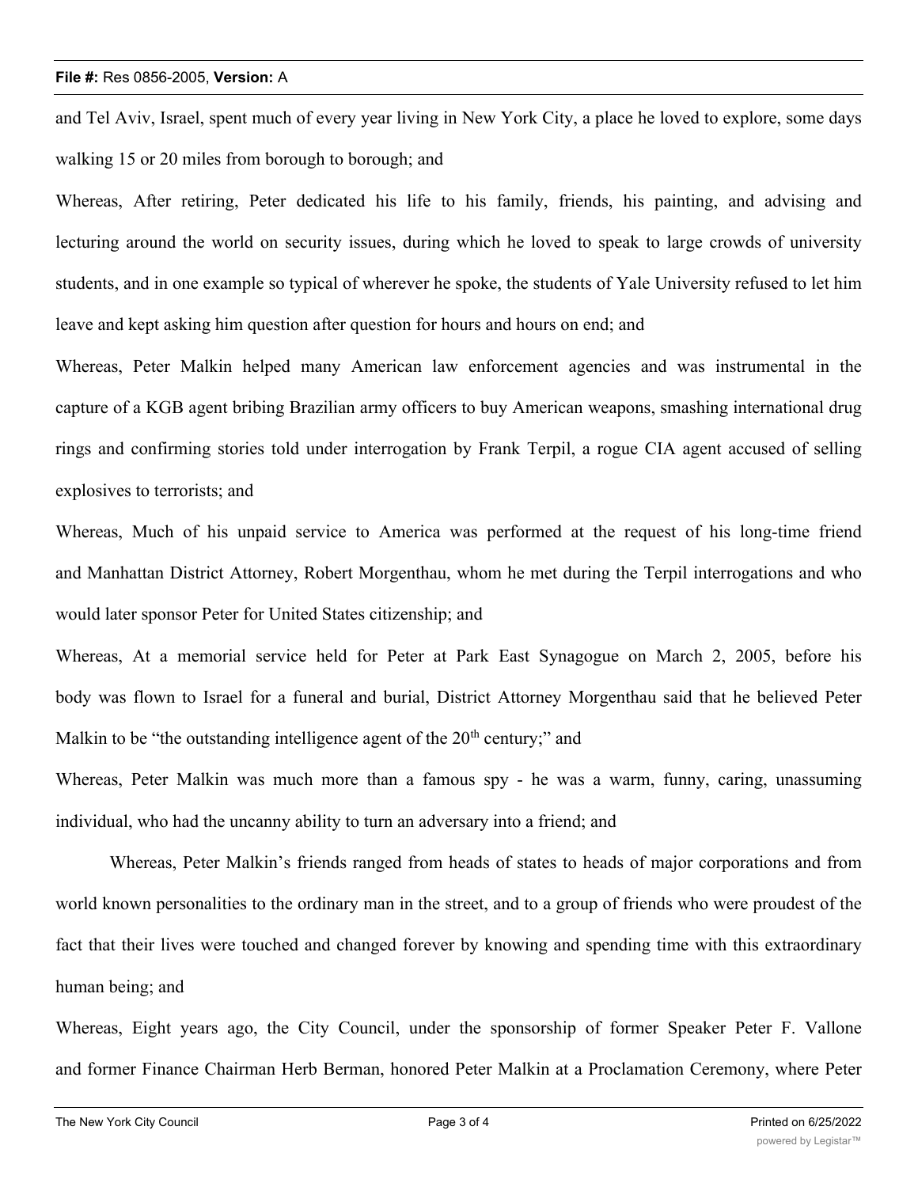and Tel Aviv, Israel, spent much of every year living in New York City, a place he loved to explore, some days walking 15 or 20 miles from borough to borough; and

Whereas, After retiring, Peter dedicated his life to his family, friends, his painting, and advising and lecturing around the world on security issues, during which he loved to speak to large crowds of university students, and in one example so typical of wherever he spoke, the students of Yale University refused to let him leave and kept asking him question after question for hours and hours on end; and

Whereas, Peter Malkin helped many American law enforcement agencies and was instrumental in the capture of a KGB agent bribing Brazilian army officers to buy American weapons, smashing international drug rings and confirming stories told under interrogation by Frank Terpil, a rogue CIA agent accused of selling explosives to terrorists; and

Whereas, Much of his unpaid service to America was performed at the request of his long-time friend and Manhattan District Attorney, Robert Morgenthau, whom he met during the Terpil interrogations and who would later sponsor Peter for United States citizenship; and

Whereas, At a memorial service held for Peter at Park East Synagogue on March 2, 2005, before his body was flown to Israel for a funeral and burial, District Attorney Morgenthau said that he believed Peter Malkin to be "the outstanding intelligence agent of the 20th century;" and

Whereas, Peter Malkin was much more than a famous spy - he was a warm, funny, caring, unassuming individual, who had the uncanny ability to turn an adversary into a friend; and

Whereas, Peter Malkin's friends ranged from heads of states to heads of major corporations and from world known personalities to the ordinary man in the street, and to a group of friends who were proudest of the fact that their lives were touched and changed forever by knowing and spending time with this extraordinary human being; and

Whereas, Eight years ago, the City Council, under the sponsorship of former Speaker Peter F. Vallone and former Finance Chairman Herb Berman, honored Peter Malkin at a Proclamation Ceremony, where Peter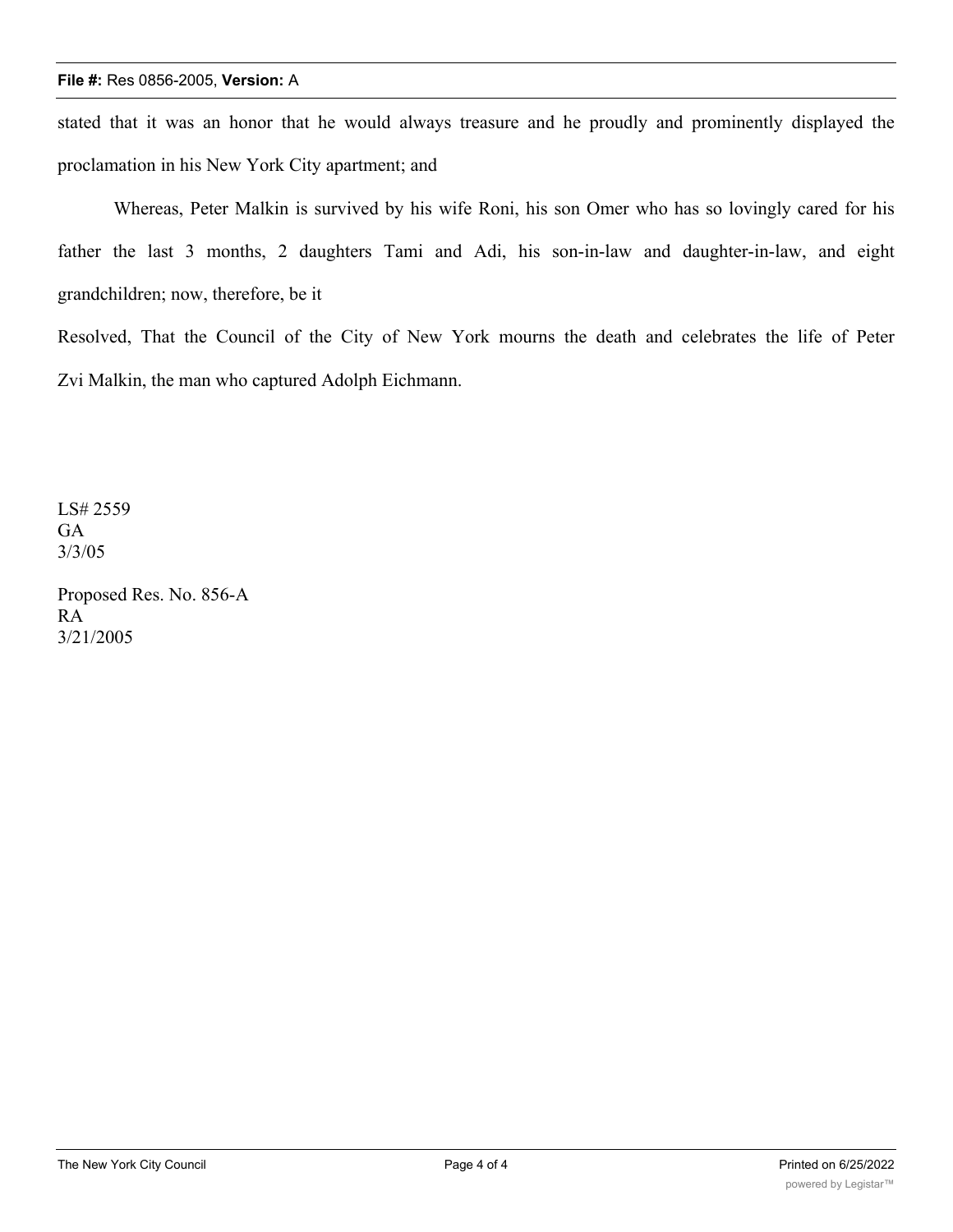stated that it was an honor that he would always treasure and he proudly and prominently displayed the proclamation in his New York City apartment; and

Whereas, Peter Malkin is survived by his wife Roni, his son Omer who has so lovingly cared for his father the last 3 months, 2 daughters Tami and Adi, his son-in-law and daughter-in-law, and eight grandchildren; now, therefore, be it

Resolved, That the Council of the City of New York mourns the death and celebrates the life of Peter Zvi Malkin, the man who captured Adolph Eichmann.

LS# 2559
GA
3/3/05

Proposed Res. No. 856-A
RA
3/21/2005